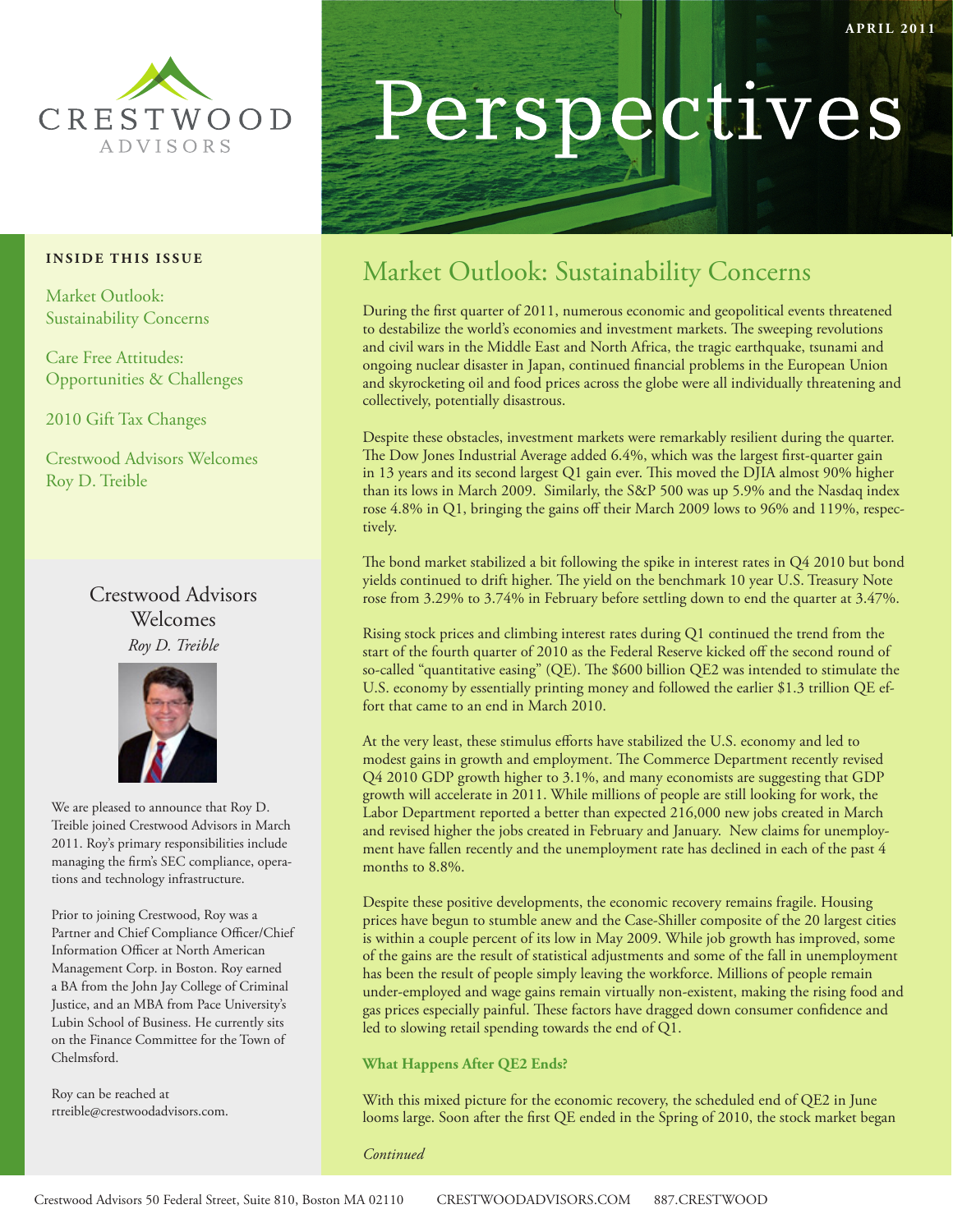# CRESTWOOD ADVISORS

APRIL 2011

# Perspectives

**INSIDE THIS ISSUE**

Market Outlook: Sustainability Concerns

Care Free Attitudes: Opportunities & Challenges

2010 Gift Tax Changes

Crestwood Advisors Welcomes Roy D. Treible

## Market Outlook: Sustainability Concerns

During the first quarter of 2011, numerous economic and geopolitical events threatened to destabilize the world's economies and investment markets. The sweeping revolutions and civil wars in the Middle East and North Africa, the tragic earthquake, tsunami and ongoing nuclear disaster in Japan, continued financial problems in the European Union and skyrocketing oil and food prices across the globe were all individually threatening and collectively, potentially disastrous.

Despite these obstacles, investment markets were remarkably resilient during the quarter. The Dow Jones Industrial Average added 6.4%, which was the largest first-quarter gain in 13 years and its second largest Q1 gain ever. This moved the DJIA almost 90% higher than its lows in March 2009. Similarly, the S&P 500 was up 5.9% and the Nasdaq index rose 4.8% in Q1, bringing the gains off their March 2009 lows to 96% and 119%, respectively.

The bond market stabilized a bit following the spike in interest rates in Q4 2010 but bond yields continued to drift higher. The yield on the benchmark 10 year U.S. Treasury Note rose from 3.29% to 3.74% in February before settling down to end the quarter at 3.47%.

Rising stock prices and climbing interest rates during Q1 continued the trend from the start of the fourth quarter of 2010 as the Federal Reserve kicked off the second round of so-called "quantitative easing" (QE). The $600 billion QE2 was intended to stimulate the U.S. economy by essentially printing money and followed the earlier $1.3 trillion QE effort that came to an end in March 2010.

At the very least, these stimulus efforts have stabilized the U.S. economy and led to modest gains in growth and employment. The Commerce Department recently revised Q4 2010 GDP growth higher to 3.1%, and many economists are suggesting that GDP growth will accelerate in 2011. While millions of people are still looking for work, the Labor Department reported a better than expected 216,000 new jobs created in March and revised higher the jobs created in February and January. New claims for unemployment have fallen recently and the unemployment rate has declined in each of the past 4 months to 8.8%.

Despite these positive developments, the economic recovery remains fragile. Housing prices have begun to stumble anew and the Case-Shiller composite of the 20 largest cities is within a couple percent of its low in May 2009. While job growth has improved, some of the gains are the result of statistical adjustments and some of the fall in unemployment has been the result of people simply leaving the workforce. Millions of people remain under-employed and wage gains remain virtually non-existent, making the rising food and gas prices especially painful. These factors have dragged down consumer confidence and led to slowing retail spending towards the end of Q1.

### What Happens After QE2 Ends?

With this mixed picture for the economic recovery, the scheduled end of QE2 in June looms large. Soon after the first QE ended in the Spring of 2010, the stock market began

*Continued*

## Crestwood Advisors Welcomes
*Roy D. Treible*

We are pleased to announce that Roy D. Treible joined Crestwood Advisors in March 2011. Roy's primary responsibilities include managing the firm's SEC compliance, operations and technology infrastructure.

Prior to joining Crestwood, Roy was a Partner and Chief Compliance Officer/Chief Information Officer at North American Management Corp. in Boston. Roy earned a BA from the John Jay College of Criminal Justice, and an MBA from Pace University's Lubin School of Business. He currently sits on the Finance Committee for the Town of Chelmsford.

Roy can be reached at rtreible@crestwoodadvisors.com.

Crestwood Advisors 50 Federal Street, Suite 810, Boston MA 02110 CRESTWOODADVISORS.COM 887.CRESTWOOD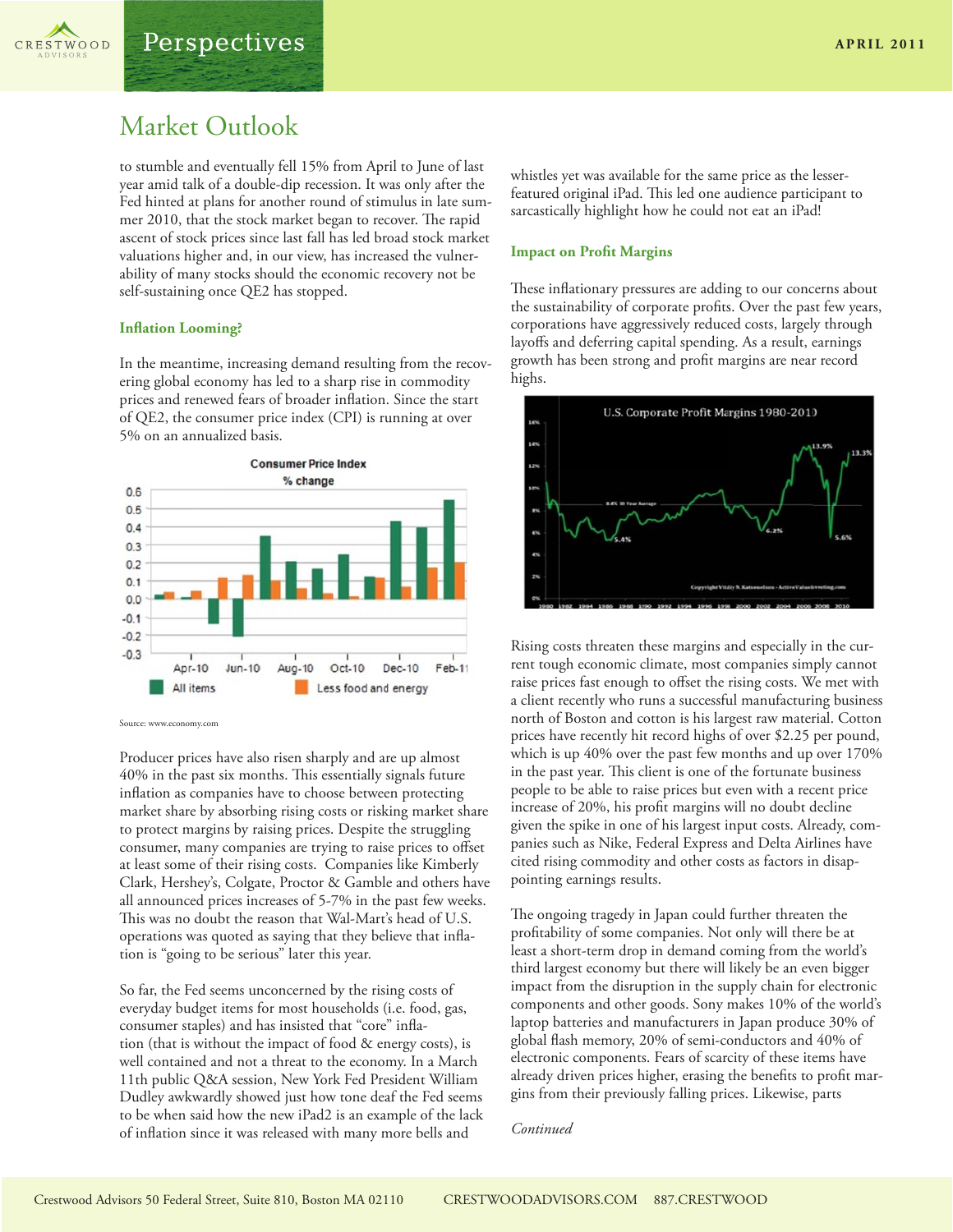# Market Outlook

to stumble and eventually fell 15% from April to June of last year amid talk of a double-dip recession. It was only after the Fed hinted at plans for another round of stimulus in late summer 2010, that the stock market began to recover. The rapid ascent of stock prices since last fall has led broad stock market valuations higher and, in our view, has increased the vulnerability of many stocks should the economic recovery not be self-sustaining once QE2 has stopped.

### Inflation Looming?

In the meantime, increasing demand resulting from the recovering global economy has led to a sharp rise in commodity prices and renewed fears of broader inflation. Since the start of QE2, the consumer price index (CPI) is running at over 5% on an annualized basis.

Source: www.economy.com

Producer prices have also risen sharply and are up almost 40% in the past six months. This essentially signals future inflation as companies have to choose between protecting market share by absorbing rising costs or risking market share to protect margins by raising prices. Despite the struggling consumer, many companies are trying to raise prices to offset at least some of their rising costs. Companies like Kimberly Clark, Hershey's, Colgate, Proctor & Gamble and others have all announced prices increases of 5-7% in the past few weeks. This was no doubt the reason that Wal-Mart's head of U.S. operations was quoted as saying that they believe that inflation is "going to be serious" later this year.

So far, the Fed seems unconcerned by the rising costs of everyday budget items for most households (i.e. food, gas, consumer staples) and has insisted that "core" inflation (that is without the impact of food & energy costs), is well contained and not a threat to the economy. In a March 11th public Q&A session, New York Fed President William Dudley awkwardly showed just how tone deaf the Fed seems to be when said how the new iPad2 is an example of the lack of inflation since it was released with many more bells and whistles yet was available for the same price as the lesser-featured original iPad. This led one audience participant to sarcastically highlight how he could not eat an iPad!

### Impact on Profit Margins

These inflationary pressures are adding to our concerns about the sustainability of corporate profits. Over the past few years, corporations have aggressively reduced costs, largely through layoffs and deferring capital spending. As a result, earnings growth has been strong and profit margins are near record highs.

Rising costs threaten these margins and especially in the current tough economic climate, most companies simply cannot raise prices fast enough to offset the rising costs. We met with a client recently who runs a successful manufacturing business north of Boston and cotton is his largest raw material. Cotton prices have recently hit record highs of over $2.25 per pound, which is up 40% over the past few months and up over 170% in the past year. This client is one of the fortunate business people to be able to raise prices but even with a recent price increase of 20%, his profit margins will no doubt decline given the spike in one of his largest input costs. Already, companies such as Nike, Federal Express and Delta Airlines have cited rising commodity and other costs as factors in disappointing earnings results.

The ongoing tragedy in Japan could further threaten the profitability of some companies. Not only will there be at least a short-term drop in demand coming from the world's third largest economy but there will likely be an even bigger impact from the disruption in the supply chain for electronic components and other goods. Sony makes 10% of the world's laptop batteries and manufacturers in Japan produce 30% of global flash memory, 20% of semi-conductors and 40% of electronic components. Fears of scarcity of these items have already driven prices higher, erasing the benefits to profit margins from their previously falling prices. Likewise, parts

*Continued*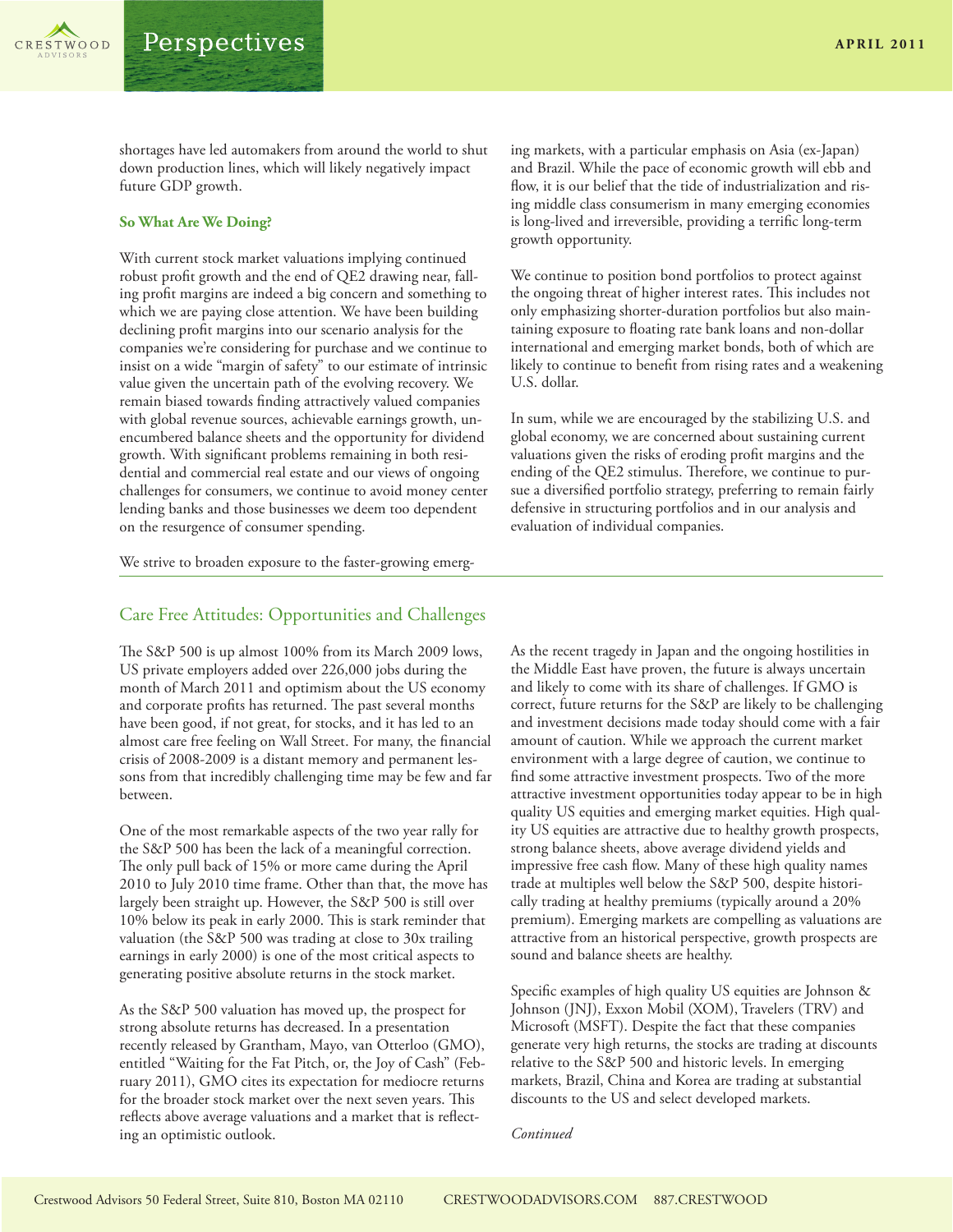shortages have led automakers from around the world to shut down production lines, which will likely negatively impact future GDP growth.

**So What Are We Doing?**

With current stock market valuations implying continued robust profit growth and the end of QE2 drawing near, falling profit margins are indeed a big concern and something to which we are paying close attention. We have been building declining profit margins into our scenario analysis for the companies we're considering for purchase and we continue to insist on a wide "margin of safety" to our estimate of intrinsic value given the uncertain path of the evolving recovery. We remain biased towards finding attractively valued companies with global revenue sources, achievable earnings growth, unencumbered balance sheets and the opportunity for dividend growth. With significant problems remaining in both residential and commercial real estate and our views of ongoing challenges for consumers, we continue to avoid money center lending banks and those businesses we deem too dependent on the resurgence of consumer spending.

We strive to broaden exposure to the faster-growing emerging markets, with a particular emphasis on Asia (ex-Japan) and Brazil. While the pace of economic growth will ebb and flow, it is our belief that the tide of industrialization and rising middle class consumerism in many emerging economies is long-lived and irreversible, providing a terrific long-term growth opportunity.

We continue to position bond portfolios to protect against the ongoing threat of higher interest rates. This includes not only emphasizing shorter-duration portfolios but also maintaining exposure to floating rate bank loans and non-dollar international and emerging market bonds, both of which are likely to continue to benefit from rising rates and a weakening U.S. dollar.

In sum, while we are encouraged by the stabilizing U.S. and global economy, we are concerned about sustaining current valuations given the risks of eroding profit margins and the ending of the QE2 stimulus. Therefore, we continue to pursue a diversified portfolio strategy, preferring to remain fairly defensive in structuring portfolios and in our analysis and evaluation of individual companies.

## Care Free Attitudes: Opportunities and Challenges

The S&P 500 is up almost 100% from its March 2009 lows, US private employers added over 226,000 jobs during the month of March 2011 and optimism about the US economy and corporate profits has returned. The past several months have been good, if not great, for stocks, and it has led to an almost care free feeling on Wall Street. For many, the financial crisis of 2008-2009 is a distant memory and permanent lessons from that incredibly challenging time may be few and far between.

One of the most remarkable aspects of the two year rally for the S&P 500 has been the lack of a meaningful correction. The only pull back of 15% or more came during the April 2010 to July 2010 time frame. Other than that, the move has largely been straight up. However, the S&P 500 is still over 10% below its peak in early 2000. This is stark reminder that valuation (the S&P 500 was trading at close to 30x trailing earnings in early 2000) is one of the most critical aspects to generating positive absolute returns in the stock market.

As the S&P 500 valuation has moved up, the prospect for strong absolute returns has decreased. In a presentation recently released by Grantham, Mayo, van Otterloo (GMO), entitled "Waiting for the Fat Pitch, or, the Joy of Cash" (February 2011), GMO cites its expectation for mediocre returns for the broader stock market over the next seven years. This reflects above average valuations and a market that is reflecting an optimistic outlook.

As the recent tragedy in Japan and the ongoing hostilities in the Middle East have proven, the future is always uncertain and likely to come with its share of challenges. If GMO is correct, future returns for the S&P are likely to be challenging and investment decisions made today should come with a fair amount of caution. While we approach the current market environment with a large degree of caution, we continue to find some attractive investment prospects. Two of the more attractive investment opportunities today appear to be in high quality US equities and emerging market equities. High quality US equities are attractive due to healthy growth prospects, strong balance sheets, above average dividend yields and impressive free cash flow. Many of these high quality names trade at multiples well below the S&P 500, despite historically trading at healthy premiums (typically around a 20% premium). Emerging markets are compelling as valuations are attractive from an historical perspective, growth prospects are sound and balance sheets are healthy.

Specific examples of high quality US equities are Johnson & Johnson (JNJ), Exxon Mobil (XOM), Travelers (TRV) and Microsoft (MSFT). Despite the fact that these companies generate very high returns, the stocks are trading at discounts relative to the S&P 500 and historic levels. In emerging markets, Brazil, China and Korea are trading at substantial discounts to the US and select developed markets.

*Continued*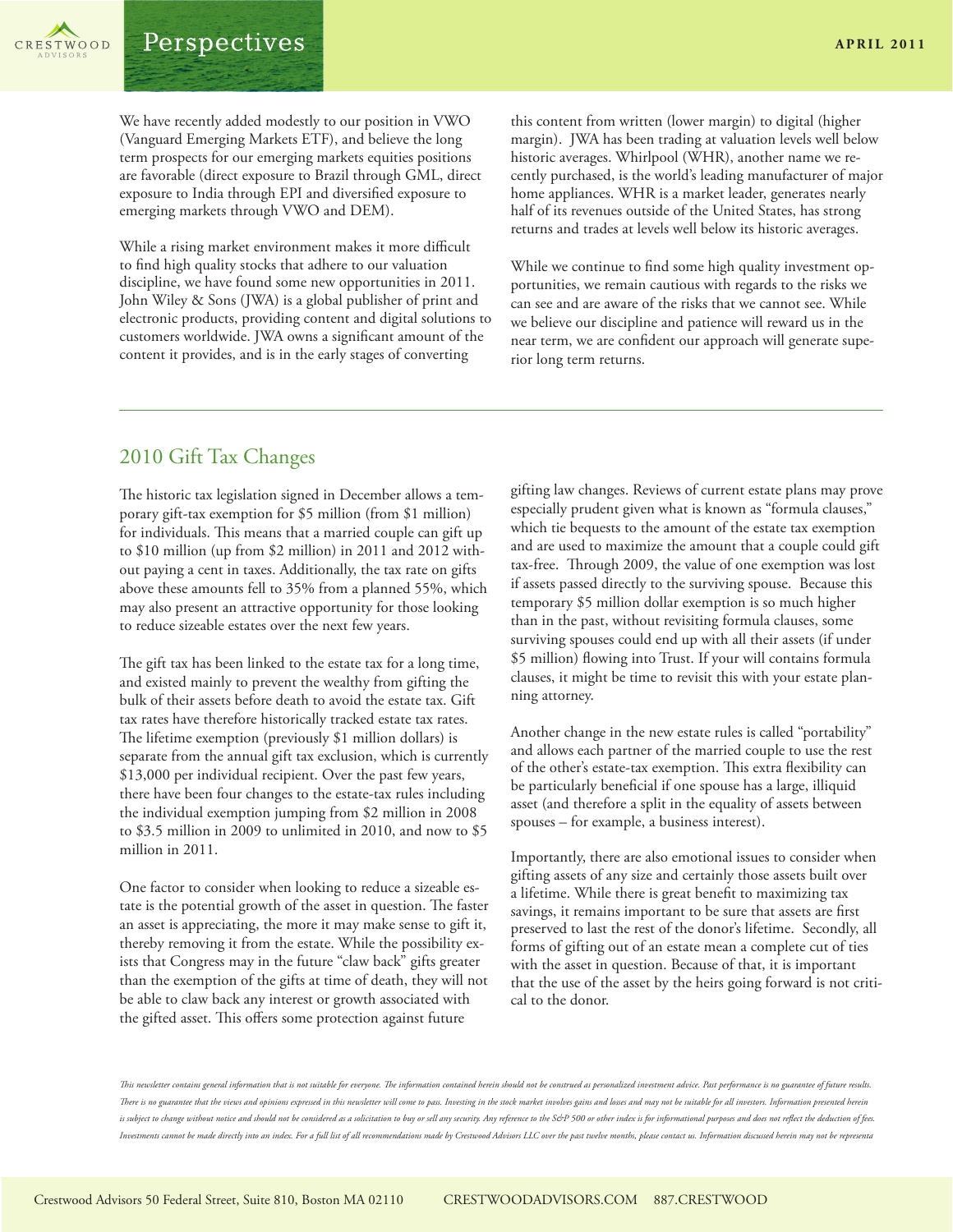We have recently added modestly to our position in VWO (Vanguard Emerging Markets ETF), and believe the long term prospects for our emerging markets equities positions are favorable (direct exposure to Brazil through GML, direct exposure to India through EPI and diversified exposure to emerging markets through VWO and DEM).

While a rising market environment makes it more difficult to find high quality stocks that adhere to our valuation discipline, we have found some new opportunities in 2011. John Wiley & Sons (JWA) is a global publisher of print and electronic products, providing content and digital solutions to customers worldwide. JWA owns a significant amount of the content it provides, and is in the early stages of converting this content from written (lower margin) to digital (higher margin). JWA has been trading at valuation levels well below historic averages. Whirlpool (WHR), another name we recently purchased, is the world's leading manufacturer of major home appliances. WHR is a market leader, generates nearly half of its revenues outside of the United States, has strong returns and trades at levels well below its historic averages.

While we continue to find some high quality investment opportunities, we remain cautious with regards to the risks we can see and are aware of the risks that we cannot see. While we believe our discipline and patience will reward us in the near term, we are confident our approach will generate superior long term returns.

## 2010 Gift Tax Changes

The historic tax legislation signed in December allows a temporary gift-tax exemption for $5 million (from $1 million) for individuals. This means that a married couple can gift up to $10 million (up from $2 million) in 2011 and 2012 without paying a cent in taxes. Additionally, the tax rate on gifts above these amounts fell to 35% from a planned 55%, which may also present an attractive opportunity for those looking to reduce sizeable estates over the next few years.

The gift tax has been linked to the estate tax for a long time, and existed mainly to prevent the wealthy from gifting the bulk of their assets before death to avoid the estate tax. Gift tax rates have therefore historically tracked estate tax rates. The lifetime exemption (previously $1 million dollars) is separate from the annual gift tax exclusion, which is currently $13,000 per individual recipient. Over the past few years, there have been four changes to the estate-tax rules including the individual exemption jumping from $2 million in 2008 to $3.5 million in 2009 to unlimited in 2010, and now to $5 million in 2011.

One factor to consider when looking to reduce a sizeable estate is the potential growth of the asset in question. The faster an asset is appreciating, the more it may make sense to gift it, thereby removing it from the estate. While the possibility exists that Congress may in the future "claw back" gifts greater than the exemption of the gifts at time of death, they will not be able to claw back any interest or growth associated with the gifted asset. This offers some protection against future gifting law changes. Reviews of current estate plans may prove especially prudent given what is known as "formula clauses," which tie bequests to the amount of the estate tax exemption and are used to maximize the amount that a couple could gift tax-free. Through 2009, the value of one exemption was lost if assets passed directly to the surviving spouse. Because this temporary $5 million dollar exemption is so much higher than in the past, without revisiting formula clauses, some surviving spouses could end up with all their assets (if under $5 million) flowing into Trust. If your will contains formula clauses, it might be time to revisit this with your estate planning attorney.

Another change in the new estate rules is called "portability" and allows each partner of the married couple to use the rest of the other's estate-tax exemption. This extra flexibility can be particularly beneficial if one spouse has a large, illiquid asset (and therefore a split in the equality of assets between spouses – for example, a business interest).

Importantly, there are also emotional issues to consider when gifting assets of any size and certainly those assets built over a lifetime. While there is great benefit to maximizing tax savings, it remains important to be sure that assets are first preserved to last the rest of the donor's lifetime. Secondly, all forms of gifting out of an estate mean a complete cut of ties with the asset in question. Because of that, it is important that the use of the asset by the heirs going forward is not critical to the donor.

*This newsletter contains general information that is not suitable for everyone. The information contained herein should not be construed as personalized investment advice. Past performance is no guarantee of future results. There is no guarantee that the views and opinions expressed in this newsletter will come to pass. Investing in the stock market involves gains and losses and may not be suitable for all investors. Information presented herein is subject to change without notice and should not be considered as a solicitation to buy or sell any security. Any reference to the S&P 500 or other index is for informational purposes and does not reflect the deduction of fees. Investments cannot be made directly into an index. For a full list of all recommendations made by Crestwood Advisors LLC over the past twelve months, please contact us. Information discussed herein may not be representa*

Crestwood Advisors 50 Federal Street, Suite 810, Boston MA 02110 CRESTWOODADVISORS.COM 887.CRESTWOOD